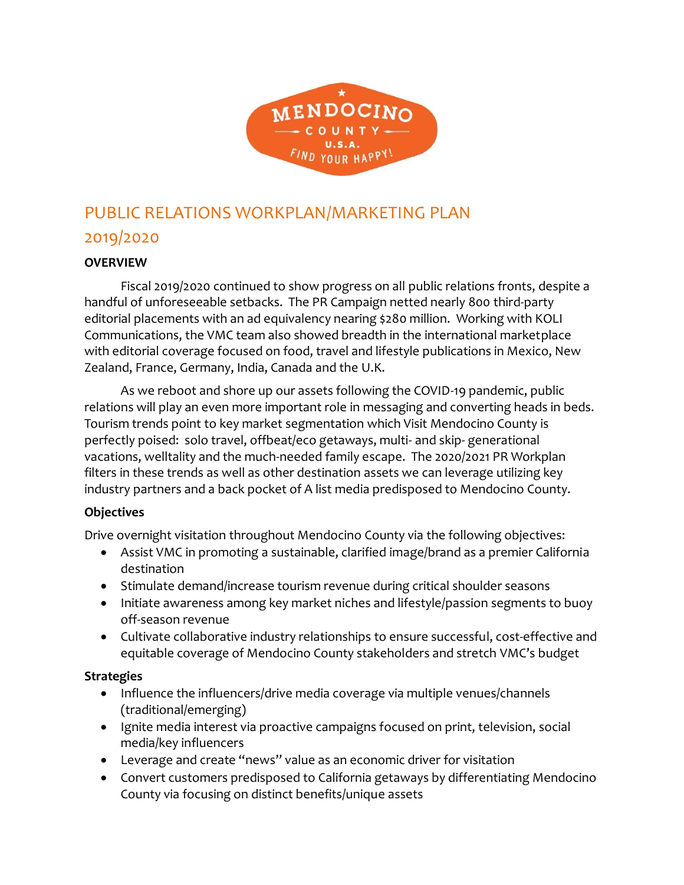MENDOCINO COUNTY U.S.A. FIND YOUR HAPPY!

# PUBLIC RELATIONS WORKPLAN/MARKETING PLAN 2019/2020

## OVERVIEW

Fiscal 2019/2020 continued to show progress on all public relations fronts, despite a handful of unforeseeable setbacks. The PR Campaign netted nearly 800 third-party editorial placements with an ad equivalency nearing $280 million. Working with KOLI Communications, the VMC team also showed breadth in the international marketplace with editorial coverage focused on food, travel and lifestyle publications in Mexico, New Zealand, France, Germany, India, Canada and the U.K.

As we reboot and shore up our assets following the COVID-19 pandemic, public relations will play an even more important role in messaging and converting heads in beds. Tourism trends point to key market segmentation which Visit Mendocino County is perfectly poised: solo travel, offbeat/eco getaways, multi- and skip- generational vacations, welltality and the much-needed family escape. The 2020/2021 PR Workplan filters in these trends as well as other destination assets we can leverage utilizing key industry partners and a back pocket of A list media predisposed to Mendocino County.

### Objectives

Drive overnight visitation throughout Mendocino County via the following objectives:

- Assist VMC in promoting a sustainable, clarified image/brand as a premier California destination
- Stimulate demand/increase tourism revenue during critical shoulder seasons
- Initiate awareness among key market niches and lifestyle/passion segments to buoy off-season revenue
- Cultivate collaborative industry relationships to ensure successful, cost-effective and equitable coverage of Mendocino County stakeholders and stretch VMC's budget

### Strategies

- Influence the influencers/drive media coverage via multiple venues/channels (traditional/emerging)
- Ignite media interest via proactive campaigns focused on print, television, social media/key influencers
- Leverage and create "news" value as an economic driver for visitation
- Convert customers predisposed to California getaways by differentiating Mendocino County via focusing on distinct benefits/unique assets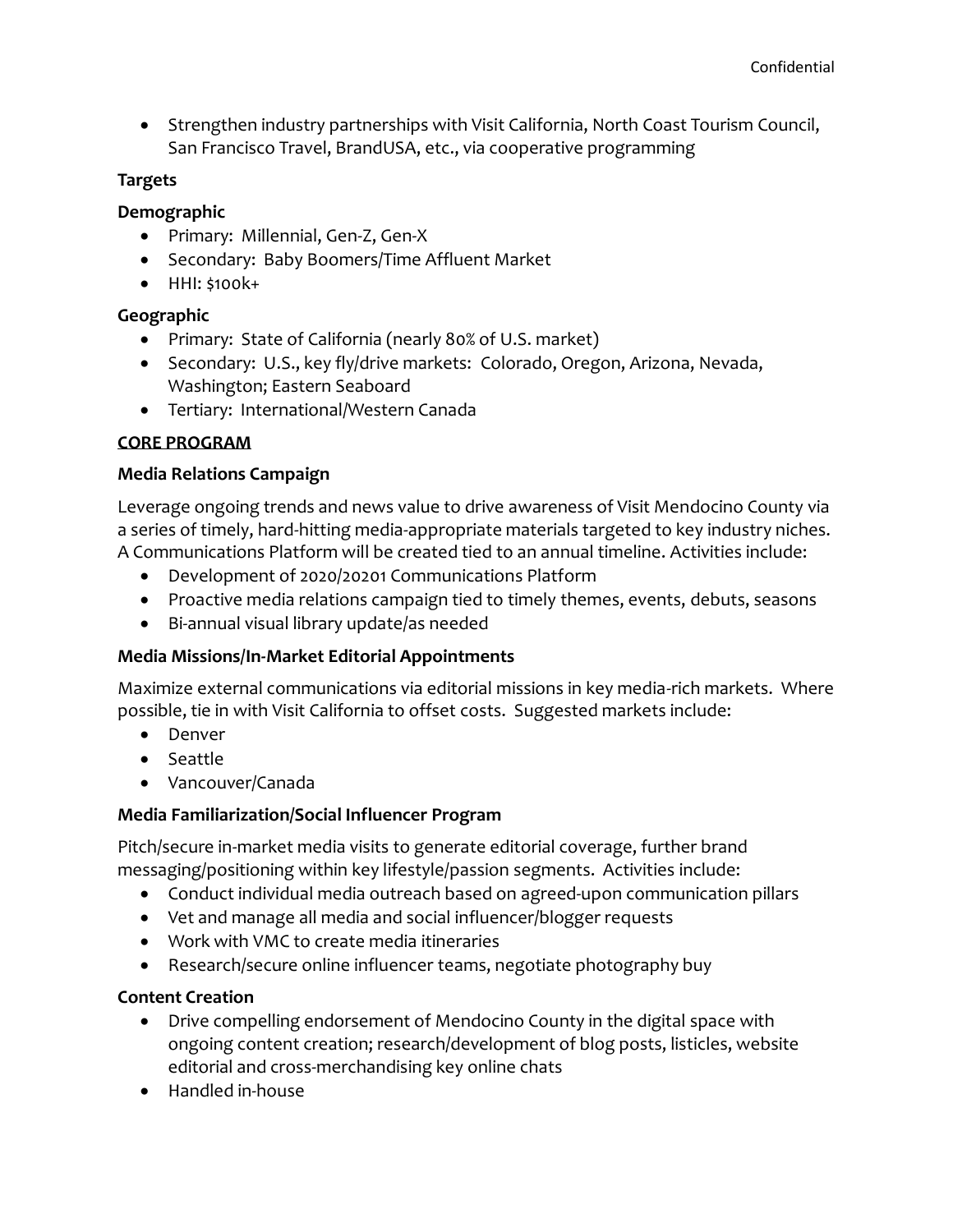- Strengthen industry partnerships with Visit California, North Coast Tourism Council, San Francisco Travel, BrandUSA, etc., via cooperative programming

**Targets**

**Demographic**

- Primary: Millennial, Gen-Z, Gen-X
- Secondary: Baby Boomers/Time Affluent Market
- HHI: $100k+

**Geographic**

- Primary: State of California (nearly 80% of U.S. market)
- Secondary: U.S., key fly/drive markets: Colorado, Oregon, Arizona, Nevada, Washington; Eastern Seaboard
- Tertiary: International/Western Canada

**<u>CORE PROGRAM</u>**

**Media Relations Campaign**

Leverage ongoing trends and news value to drive awareness of Visit Mendocino County via a series of timely, hard-hitting media-appropriate materials targeted to key industry niches. A Communications Platform will be created tied to an annual timeline. Activities include:

- Development of 2020/20201 Communications Platform
- Proactive media relations campaign tied to timely themes, events, debuts, seasons
- Bi-annual visual library update/as needed

**Media Missions/In-Market Editorial Appointments**

Maximize external communications via editorial missions in key media-rich markets. Where possible, tie in with Visit California to offset costs. Suggested markets include:

- Denver
- Seattle
- Vancouver/Canada

**Media Familiarization/Social Influencer Program**

Pitch/secure in-market media visits to generate editorial coverage, further brand messaging/positioning within key lifestyle/passion segments. Activities include:

- Conduct individual media outreach based on agreed-upon communication pillars
- Vet and manage all media and social influencer/blogger requests
- Work with VMC to create media itineraries
- Research/secure online influencer teams, negotiate photography buy

**Content Creation**

- Drive compelling endorsement of Mendocino County in the digital space with ongoing content creation; research/development of blog posts, listicles, website editorial and cross-merchandising key online chats
- Handled in-house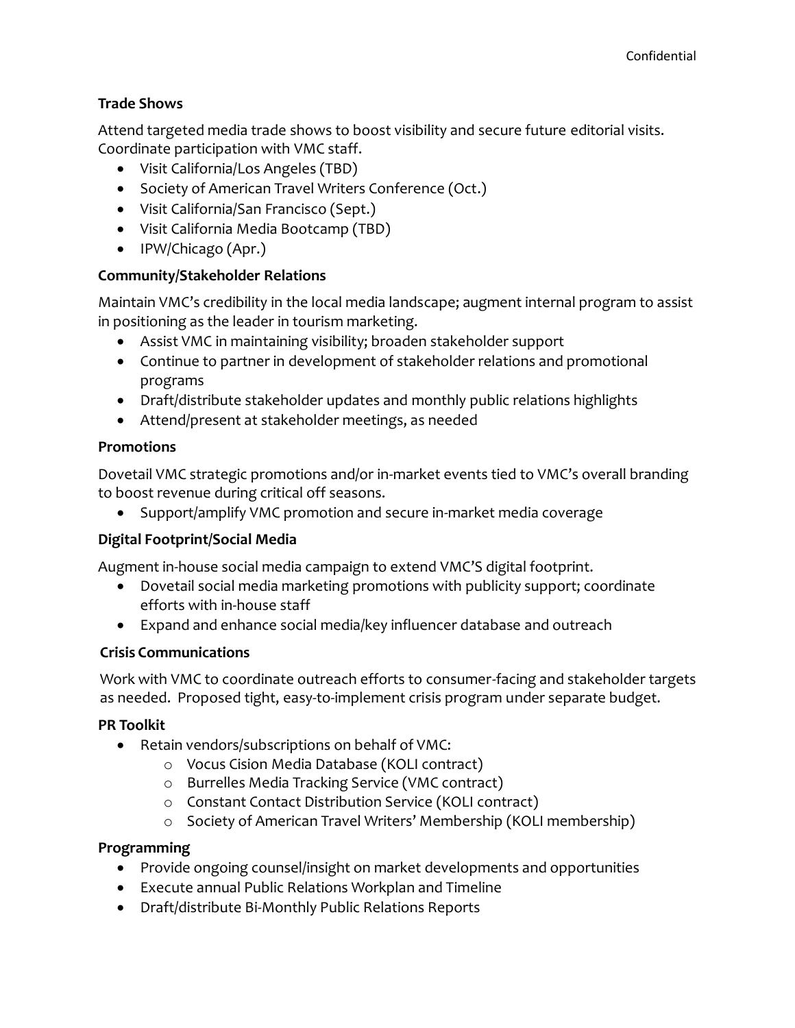### Trade Shows

Attend targeted media trade shows to boost visibility and secure future editorial visits. Coordinate participation with VMC staff.

- Visit California/Los Angeles (TBD)
- Society of American Travel Writers Conference (Oct.)
- Visit California/San Francisco (Sept.)
- Visit California Media Bootcamp (TBD)
- IPW/Chicago (Apr.)

### Community/Stakeholder Relations

Maintain VMC's credibility in the local media landscape; augment internal program to assist in positioning as the leader in tourism marketing.

- Assist VMC in maintaining visibility; broaden stakeholder support
- Continue to partner in development of stakeholder relations and promotional programs
- Draft/distribute stakeholder updates and monthly public relations highlights
- Attend/present at stakeholder meetings, as needed

### Promotions

Dovetail VMC strategic promotions and/or in-market events tied to VMC's overall branding to boost revenue during critical off seasons.

- Support/amplify VMC promotion and secure in-market media coverage

### Digital Footprint/Social Media

Augment in-house social media campaign to extend VMC'S digital footprint.

- Dovetail social media marketing promotions with publicity support; coordinate efforts with in-house staff
- Expand and enhance social media/key influencer database and outreach

### Crisis Communications

Work with VMC to coordinate outreach efforts to consumer-facing and stakeholder targets as needed. Proposed tight, easy-to-implement crisis program under separate budget.

### PR Toolkit

- Retain vendors/subscriptions on behalf of VMC:
    - Vocus Cision Media Database (KOLI contract)
    - Burrelles Media Tracking Service (VMC contract)
    - Constant Contact Distribution Service (KOLI contract)
    - Society of American Travel Writers' Membership (KOLI membership)

### Programming

- Provide ongoing counsel/insight on market developments and opportunities
- Execute annual Public Relations Workplan and Timeline
- Draft/distribute Bi-Monthly Public Relations Reports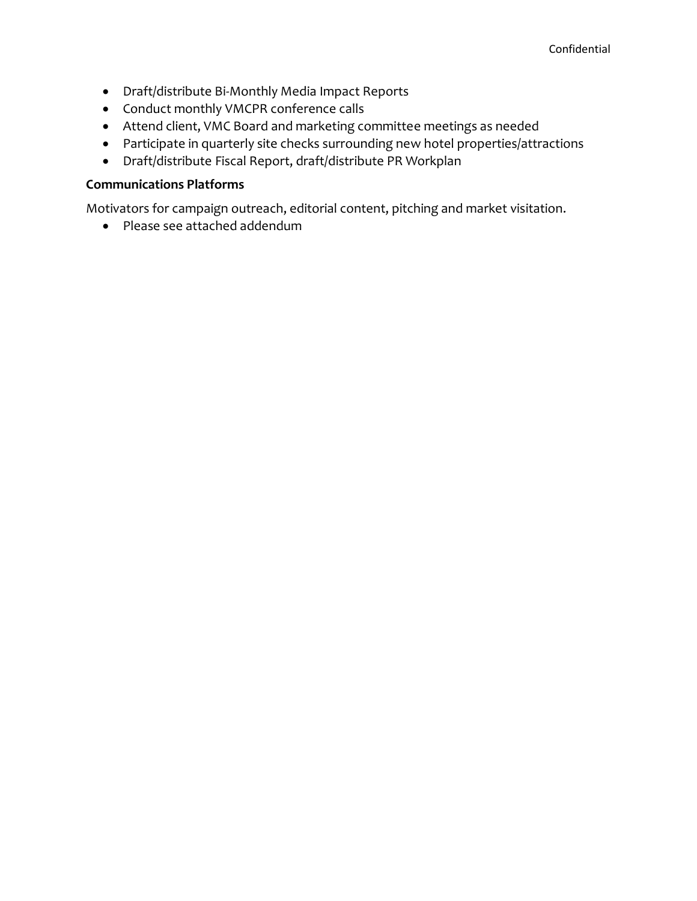- Draft/distribute Bi-Monthly Media Impact Reports
- Conduct monthly VMCPR conference calls
- Attend client, VMC Board and marketing committee meetings as needed
- Participate in quarterly site checks surrounding new hotel properties/attractions
- Draft/distribute Fiscal Report, draft/distribute PR Workplan

**Communications Platforms**

Motivators for campaign outreach, editorial content, pitching and market visitation.

- Please see attached addendum